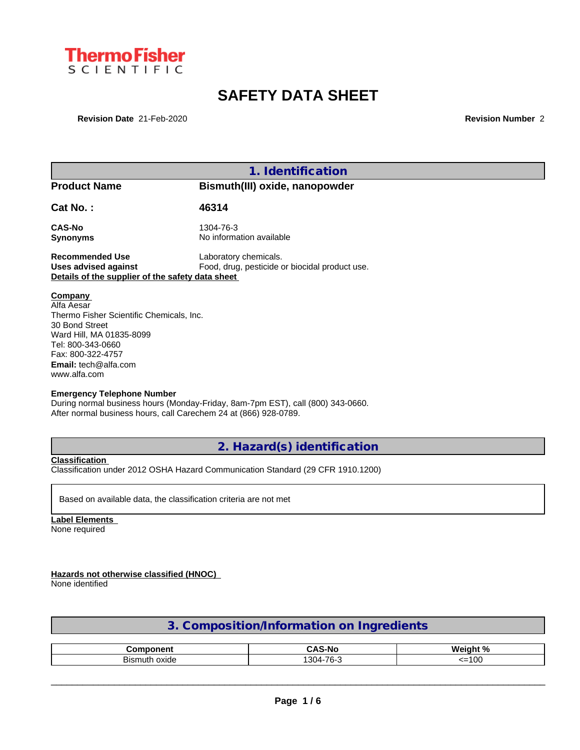ThermoFisher SCIENTIFIC

# SAFETY DATA SHEET

**Revision Date** 21-Feb-2020 **Revision Number** 2

## 1. Identification

**Product Name** Bismuth(III) oxide, nanopowder

**Cat No. :** 46314

**CAS-No** 1304-76-3
**Synonyms** No information available

**Recommended Use** Laboratory chemicals.
**Uses advised against** Food, drug, pesticide or biocidal product use.

**Details of the supplier of the safety data sheet**

**Company**
Alfa Aesar
Thermo Fisher Scientific Chemicals, Inc.
30 Bond Street
Ward Hill, MA 01835-8099
Tel: 800-343-0660
Fax: 800-322-4757
**Email:** tech@alfa.com
www.alfa.com

**Emergency Telephone Number**
During normal business hours (Monday-Friday, 8am-7pm EST), call (800) 343-0660.
After normal business hours, call Carechem 24 at (866) 928-0789.

## 2. Hazard(s) identification

**Classification**
Classification under 2012 OSHA Hazard Communication Standard (29 CFR 1910.1200)

Based on available data, the classification criteria are not met

**Label Elements**
None required

**Hazards not otherwise classified (HNOC)**
None identified

## 3. Composition/Information on Ingredients

| Component | CAS-No | Weight % |
| --- | --- | --- |
| Bismuth oxide | 1304-76-3 | <=100 |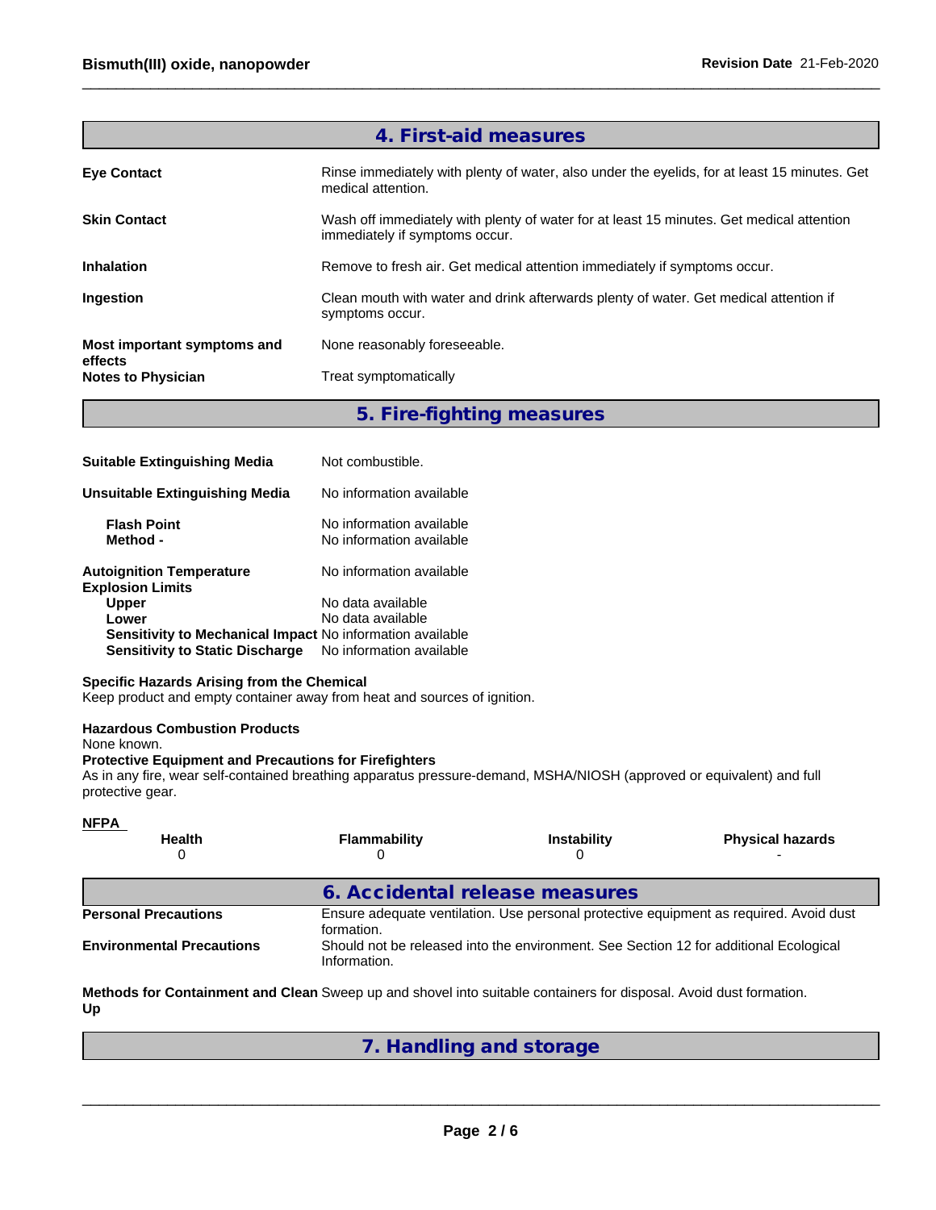## 4. First-aid measures

**Eye Contact**
Rinse immediately with plenty of water, also under the eyelids, for at least 15 minutes. Get medical attention.

**Skin Contact**
Wash off immediately with plenty of water for at least 15 minutes. Get medical attention immediately if symptoms occur.

**Inhalation**
Remove to fresh air. Get medical attention immediately if symptoms occur.

**Ingestion**
Clean mouth with water and drink afterwards plenty of water. Get medical attention if symptoms occur.

**Most important symptoms and effects**
None reasonably foreseeable.

**Notes to Physician**
Treat symptomatically

## 5. Fire-fighting measures

**Suitable Extinguishing Media**
Not combustible.

**Unsuitable Extinguishing Media**
No information available

**Flash Point**
No information available

**Method -**
No information available

**Autoignition Temperature**
No information available

**Explosion Limits**

**Upper**
No data available

**Lower**
No data available

**Sensitivity to Mechanical Impact**
No information available

**Sensitivity to Static Discharge**
No information available

**Specific Hazards Arising from the Chemical**
Keep product and empty container away from heat and sources of ignition.

**Hazardous Combustion Products**
None known.

**Protective Equipment and Precautions for Firefighters**
As in any fire, wear self-contained breathing apparatus pressure-demand, MSHA/NIOSH (approved or equivalent) and full protective gear.

**NFPA**

| Health | Flammability | Instability | Physical hazards |
|---|---|---|---|
| 0 | 0 | 0 | - |

## 6. Accidental release measures

**Personal Precautions**
Ensure adequate ventilation. Use personal protective equipment as required. Avoid dust formation.

**Environmental Precautions**
Should not be released into the environment. See Section 12 for additional Ecological Information.

**Methods for Containment and Clean Up**
Sweep up and shovel into suitable containers for disposal. Avoid dust formation.

## 7. Handling and storage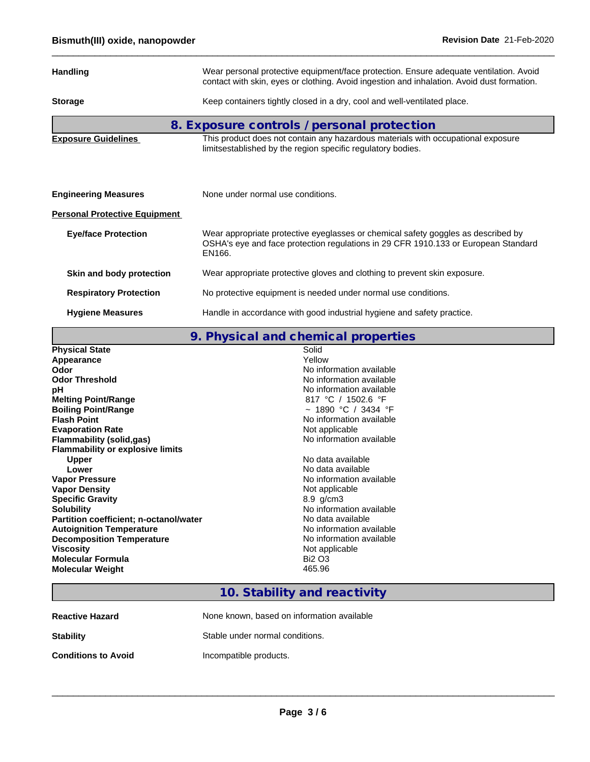| | |
|---|---|
| **Handling** | Wear personal protective equipment/face protection. Ensure adequate ventilation. Avoid contact with skin, eyes or clothing. Avoid ingestion and inhalation. Avoid dust formation. |
| **Storage** | Keep containers tightly closed in a dry, cool and well-ventilated place. |

## 8. Exposure controls / personal protection

| | |
|---|---|
| **Exposure Guidelines** | This product does not contain any hazardous materials with occupational exposure limitsestablished by the region specific regulatory bodies. |
| **Engineering Measures** | None under normal use conditions. |

**Personal Protective Equipment**

| | |
|---|---|
| **Eye/face Protection** | Wear appropriate protective eyeglasses or chemical safety goggles as described by OSHA's eye and face protection regulations in 29 CFR 1910.133 or European Standard EN166. |
| **Skin and body protection** | Wear appropriate protective gloves and clothing to prevent skin exposure. |
| **Respiratory Protection** | No protective equipment is needed under normal use conditions. |
| **Hygiene Measures** | Handle in accordance with good industrial hygiene and safety practice. |

## 9. Physical and chemical properties

| | |
|---|---|
| **Physical State** | Solid |
| **Appearance** | Yellow |
| **Odor** | No information available |
| **Odor Threshold** | No information available |
| **pH** | No information available |
| **Melting Point/Range** | 817 °C / 1502.6 °F |
| **Boiling Point/Range** | ~ 1890 °C / 3434 °F |
| **Flash Point** | No information available |
| **Evaporation Rate** | Not applicable |
| **Flammability (solid,gas)** | No information available |
| **Flammability or explosive limits** | |
| **Upper** | No data available |
| **Lower** | No data available |
| **Vapor Pressure** | No information available |
| **Vapor Density** | Not applicable |
| **Specific Gravity** | 8.9 g/cm3 |
| **Solubility** | No information available |
| **Partition coefficient; n-octanol/water** | No data available |
| **Autoignition Temperature** | No information available |
| **Decomposition Temperature** | No information available |
| **Viscosity** | Not applicable |
| **Molecular Formula** | $Bi_2O_3$ |
| **Molecular Weight** | 465.96 |

## 10. Stability and reactivity

| | |
|---|---|
| **Reactive Hazard** | None known, based on information available |
| **Stability** | Stable under normal conditions. |
| **Conditions to Avoid** | Incompatible products. |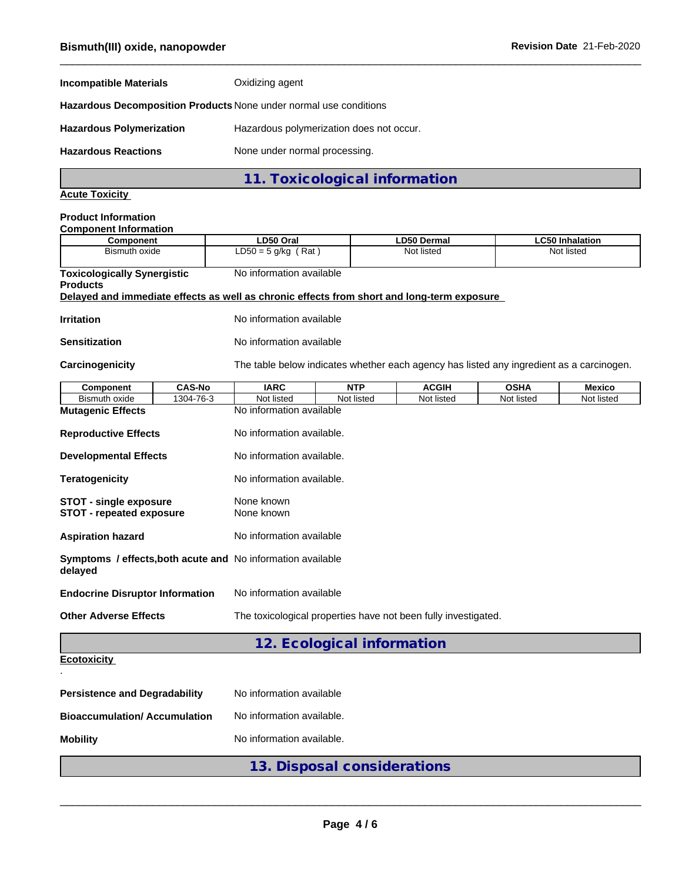**Incompatible Materials** Oxidizing agent

**Hazardous Decomposition Products** None under normal use conditions

**Hazardous Polymerization** Hazardous polymerization does not occur.

**Hazardous Reactions** None under normal processing.

## 11. Toxicological information

**Acute Toxicity**

**Product Information**

**Component Information**

| Component | LD50 Oral | LD50 Dermal | LC50 Inhalation |
|---|---|---|---|
| Bismuth oxide | LD50 = 5 g/kg ( Rat ) | Not listed | Not listed |

**Toxicologically Synergistic Products** No information available

**Delayed and immediate effects as well as chronic effects from short and long-term exposure**

**Irritation** No information available

**Sensitization** No information available

**Carcinogenicity** The table below indicates whether each agency has listed any ingredient as a carcinogen.

| Component | CAS-No | IARC | NTP | ACGIH | OSHA | Mexico |
|---|---|---|---|---|---|---|
| Bismuth oxide | 1304-76-3 | Not listed | Not listed | Not listed | Not listed | Not listed |

**Mutagenic Effects** No information available

**Reproductive Effects** No information available.

**Developmental Effects** No information available.

**Teratogenicity** No information available.

**STOT - single exposure** None known

**STOT - repeated exposure** None known

**Aspiration hazard** No information available

**Symptoms / effects,both acute and delayed** No information available

**Endocrine Disruptor Information** No information available

**Other Adverse Effects** The toxicological properties have not been fully investigated.

## 12. Ecological information

**Ecotoxicity**

.

**Persistence and Degradability** No information available

**Bioaccumulation/ Accumulation** No information available.

**Mobility** No information available.

## 13. Disposal considerations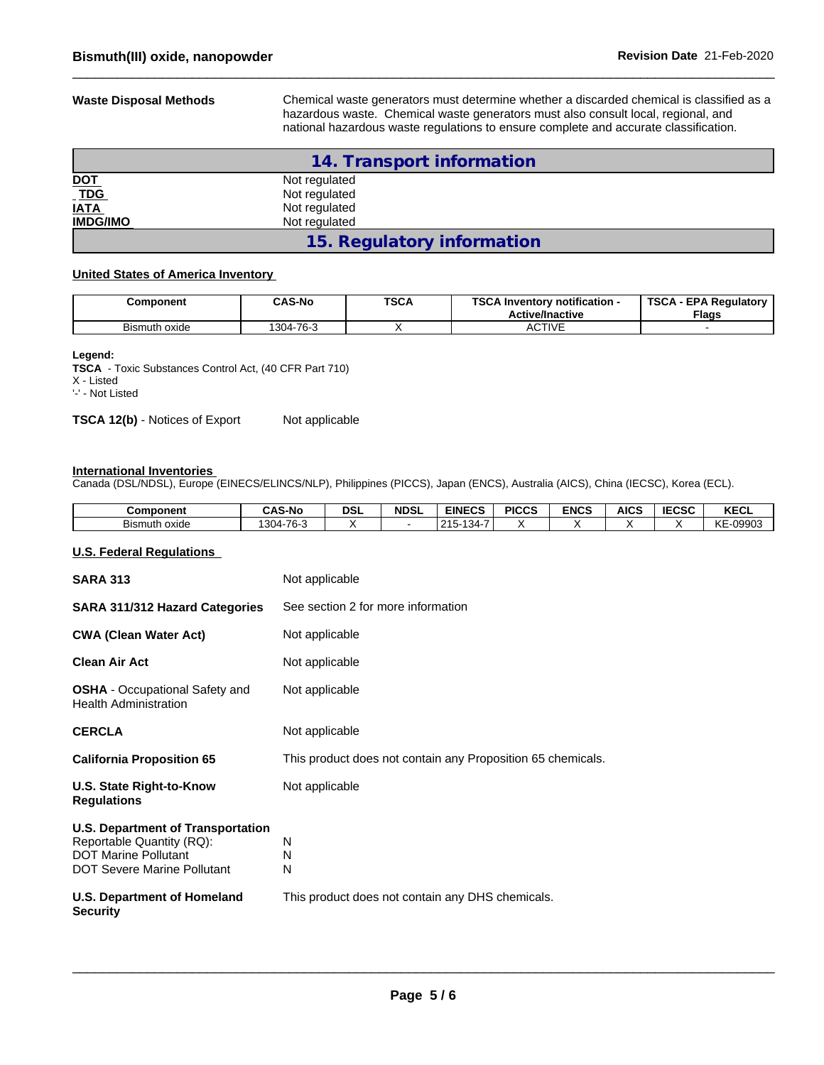**Waste Disposal Methods** Chemical waste generators must determine whether a discarded chemical is classified as a hazardous waste. Chemical waste generators must also consult local, regional, and national hazardous waste regulations to ensure complete and accurate classification.

## 14. Transport information

| | |
|---|---|
| **DOT** | Not regulated |
| **TDG** | Not regulated |
| **IATA** | Not regulated |
| **IMDG/IMO** | Not regulated |

## 15. Regulatory information

**United States of America Inventory**

| Component | CAS-No | TSCA | TSCA Inventory notification - Active/Inactive | TSCA - EPA Regulatory Flags |
|---|---|---|---|---|
| Bismuth oxide | 1304-76-3 | X | ACTIVE | - |

**Legend:**
**TSCA** - Toxic Substances Control Act, (40 CFR Part 710)
X - Listed
'-' - Not Listed

**TSCA 12(b)** - Notices of Export Not applicable

**International Inventories**
Canada (DSL/NDSL), Europe (EINECS/ELINCS/NLP), Philippines (PICCS), Japan (ENCS), Australia (AICS), China (IECSC), Korea (ECL).

| Component | CAS-No | DSL | NDSL | EINECS | PICCS | ENCS | AICS | IECSC | KECL |
|---|---|---|---|---|---|---|---|---|---|
| Bismuth oxide | 1304-76-3 | X | - | 215-134-7 | X | X | X | X | KE-09903 |

**U.S. Federal Regulations**

| | |
|---|---|
| **SARA 313** | Not applicable |
| **SARA 311/312 Hazard Categories** | See section 2 for more information |
| **CWA (Clean Water Act)** | Not applicable |
| **Clean Air Act** | Not applicable |
| **OSHA** - Occupational Safety and Health Administration | Not applicable |
| **CERCLA** | Not applicable |
| **California Proposition 65** | This product does not contain any Proposition 65 chemicals. |
| **U.S. State Right-to-Know Regulations** | Not applicable |

**U.S. Department of Transportation**

| | |
|---|---|
| Reportable Quantity (RQ): | N |
| DOT Marine Pollutant | N |
| DOT Severe Marine Pollutant | N |

**U.S. Department of Homeland Security** This product does not contain any DHS chemicals.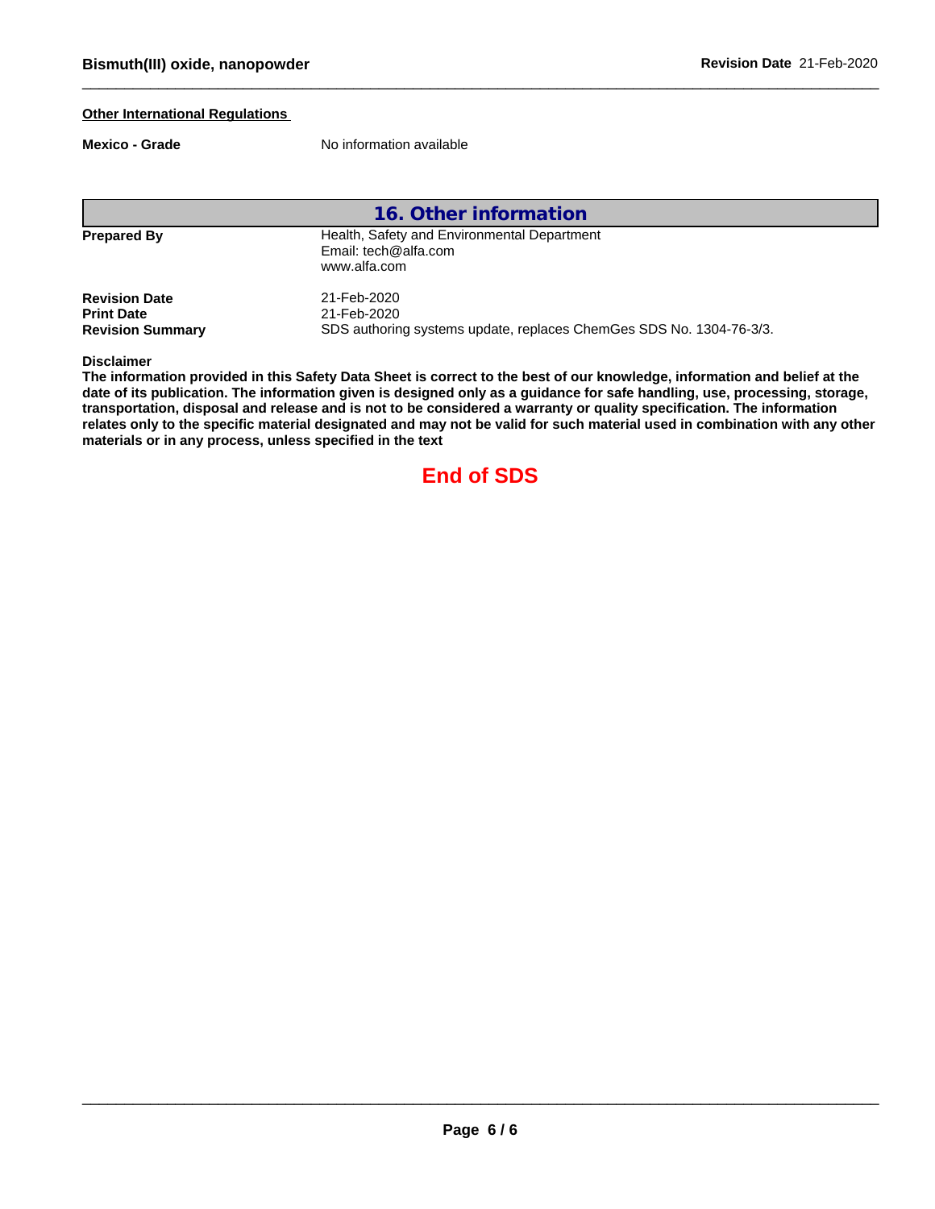**Other International Regulations**

**Mexico - Grade** No information available

## 16. Other information

| | |
|---|---|
| **Prepared By** | Health, Safety and Environmental Department<br>Email: tech@alfa.com<br>www.alfa.com |
| **Revision Date** | 21-Feb-2020 |
| **Print Date** | 21-Feb-2020 |
| **Revision Summary** | SDS authoring systems update, replaces ChemGes SDS No. 1304-76-3/3. |

**Disclaimer**

**The information provided in this Safety Data Sheet is correct to the best of our knowledge, information and belief at the date of its publication. The information given is designed only as a guidance for safe handling, use, processing, storage, transportation, disposal and release and is not to be considered a warranty or quality specification. The information relates only to the specific material designated and may not be valid for such material used in combination with any other materials or in any process, unless specified in the text**

**End of SDS**